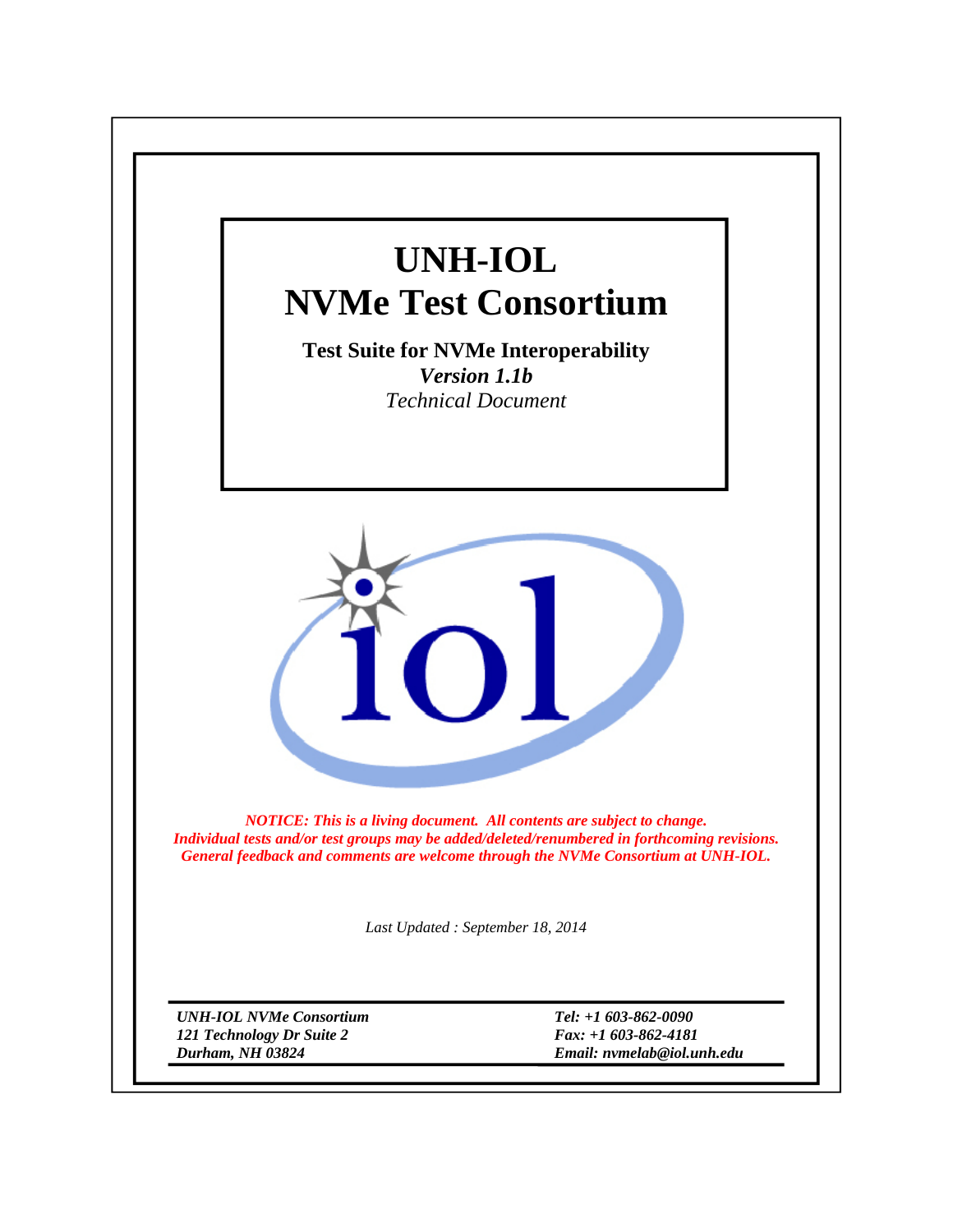# UNH-IOL
# NVMe Test Consortium

**Test Suite for NVMe Interoperability**

***Version 1.1b***

*Technical Document*

*NOTICE: This is a living document. All contents are subject to change.*
*Individual tests and/or test groups may be added/deleted/renumbered in forthcoming revisions.*
*General feedback and comments are welcome through the NVMe Consortium at UNH-IOL.*

*Last Updated : September 18, 2014*

***UNH-IOL NVMe Consortium***
***121 Technology Dr Suite 2***
***Durham, NH 03824***

***Tel: +1 603-862-0090***
***Fax: +1 603-862-4181***
***Email: nvmelab@iol.unh.edu***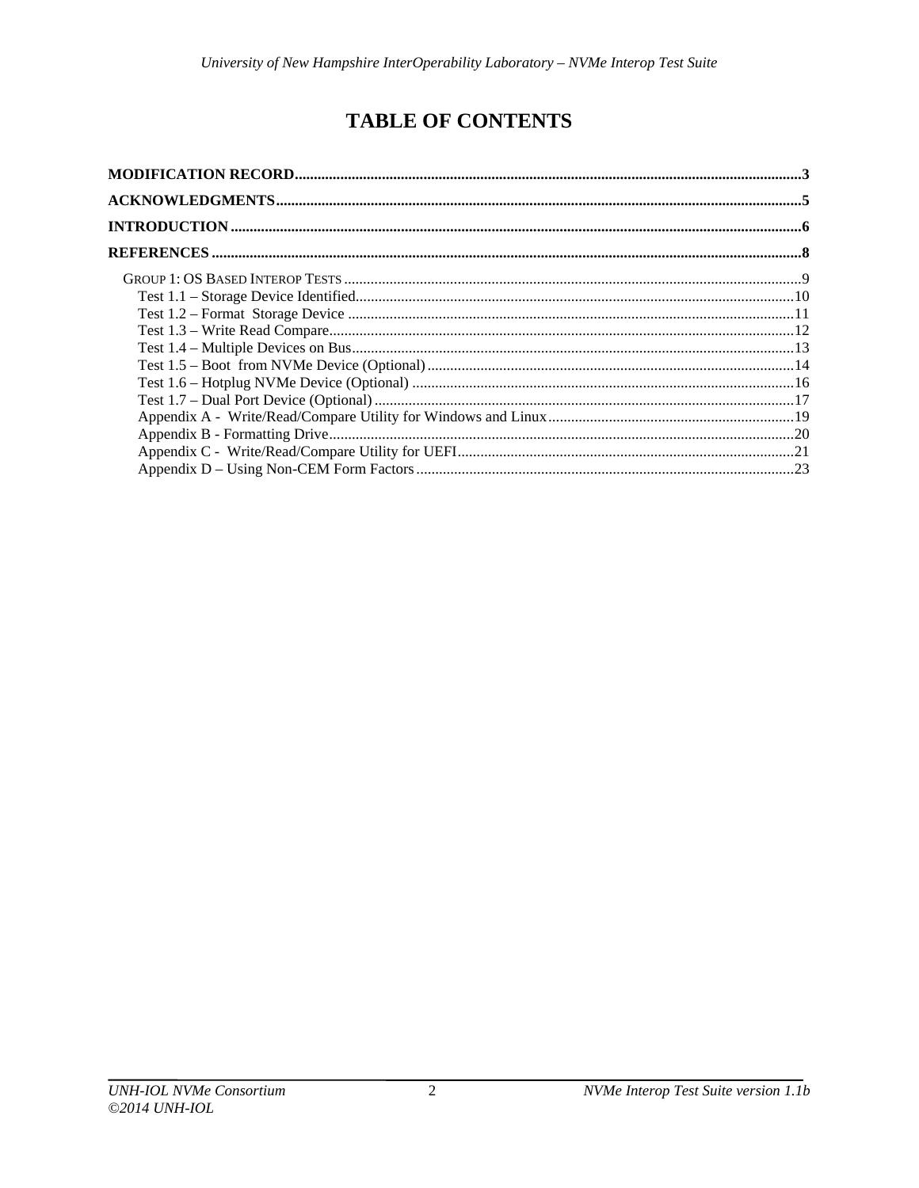# TABLE OF CONTENTS

**MODIFICATION RECORD** .......... 3

**ACKNOWLEDGMENTS** .......... 5

**INTRODUCTION** .......... 6

**REFERENCES** .......... 8

- GROUP 1: OS BASED INTEROP TESTS .......... 9
  - Test 1.1 – Storage Device Identified .......... 10
  - Test 1.2 – Format Storage Device .......... 11
  - Test 1.3 – Write Read Compare .......... 12
  - Test 1.4 – Multiple Devices on Bus .......... 13
  - Test 1.5 – Boot from NVMe Device (Optional) .......... 14
  - Test 1.6 – Hotplug NVMe Device (Optional) .......... 16
  - Test 1.7 – Dual Port Device (Optional) .......... 17
  - Appendix A - Write/Read/Compare Utility for Windows and Linux .......... 19
  - Appendix B - Formatting Drive .......... 20
  - Appendix C - Write/Read/Compare Utility for UEFI .......... 21
  - Appendix D – Using Non-CEM Form Factors .......... 23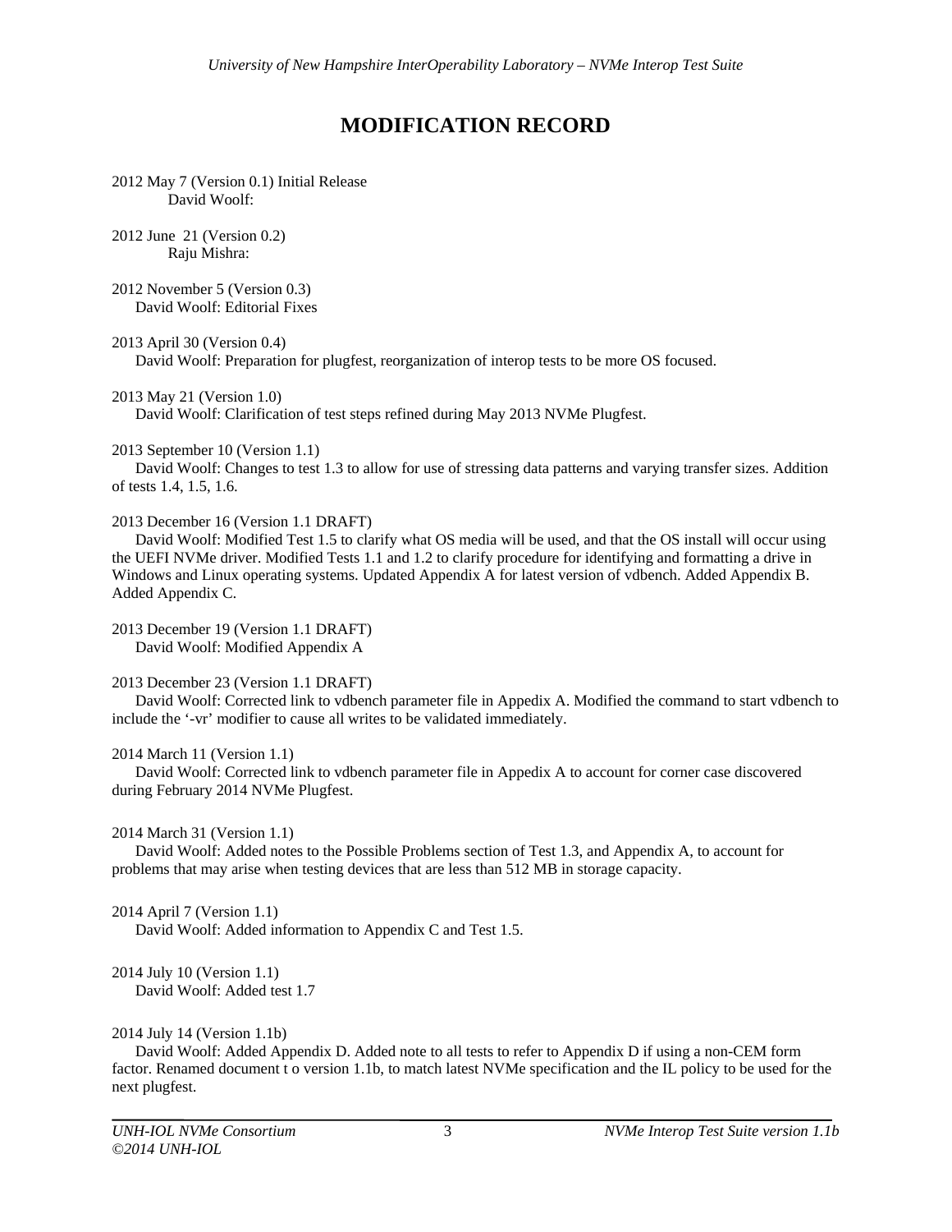# MODIFICATION RECORD

2012 May 7 (Version 0.1) Initial Release
David Woolf:

2012 June 21 (Version 0.2)
Raju Mishra:

2012 November 5 (Version 0.3)
David Woolf: Editorial Fixes

2013 April 30 (Version 0.4)
David Woolf: Preparation for plugfest, reorganization of interop tests to be more OS focused.

2013 May 21 (Version 1.0)
David Woolf: Clarification of test steps refined during May 2013 NVMe Plugfest.

2013 September 10 (Version 1.1)
David Woolf: Changes to test 1.3 to allow for use of stressing data patterns and varying transfer sizes. Addition of tests 1.4, 1.5, 1.6.

2013 December 16 (Version 1.1 DRAFT)
David Woolf: Modified Test 1.5 to clarify what OS media will be used, and that the OS install will occur using the UEFI NVMe driver. Modified Tests 1.1 and 1.2 to clarify procedure for identifying and formatting a drive in Windows and Linux operating systems. Updated Appendix A for latest version of vdbench. Added Appendix B. Added Appendix C.

2013 December 19 (Version 1.1 DRAFT)
David Woolf: Modified Appendix A

2013 December 23 (Version 1.1 DRAFT)
David Woolf: Corrected link to vdbench parameter file in Appedix A. Modified the command to start vdbench to include the '-vr' modifier to cause all writes to be validated immediately.

2014 March 11 (Version 1.1)
David Woolf: Corrected link to vdbench parameter file in Appedix A to account for corner case discovered during February 2014 NVMe Plugfest.

2014 March 31 (Version 1.1)
David Woolf: Added notes to the Possible Problems section of Test 1.3, and Appendix A, to account for problems that may arise when testing devices that are less than 512 MB in storage capacity.

2014 April 7 (Version 1.1)
David Woolf: Added information to Appendix C and Test 1.5.

2014 July 10 (Version 1.1)
David Woolf: Added test 1.7

2014 July 14 (Version 1.1b)
David Woolf: Added Appendix D. Added note to all tests to refer to Appendix D if using a non-CEM form factor. Renamed document t o version 1.1b, to match latest NVMe specification and the IL policy to be used for the next plugfest.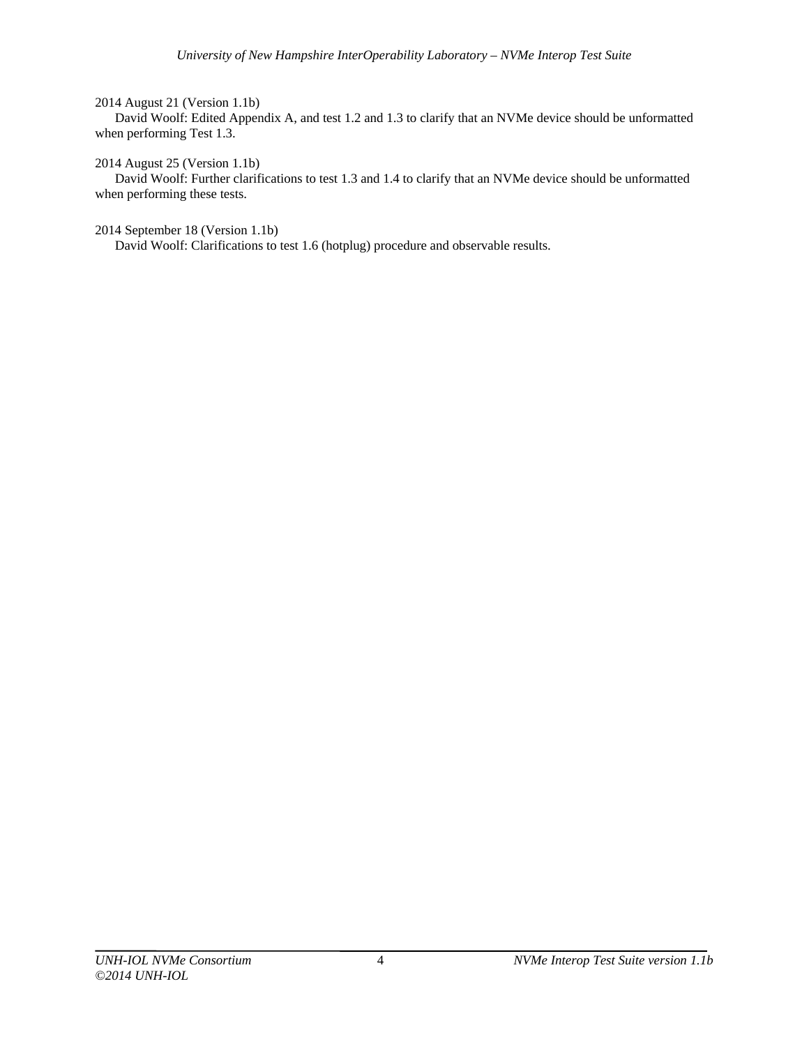2014 August 21 (Version 1.1b)

David Woolf: Edited Appendix A, and test 1.2 and 1.3 to clarify that an NVMe device should be unformatted when performing Test 1.3.

2014 August 25 (Version 1.1b)

David Woolf: Further clarifications to test 1.3 and 1.4 to clarify that an NVMe device should be unformatted when performing these tests.

2014 September 18 (Version 1.1b)

David Woolf: Clarifications to test 1.6 (hotplug) procedure and observable results.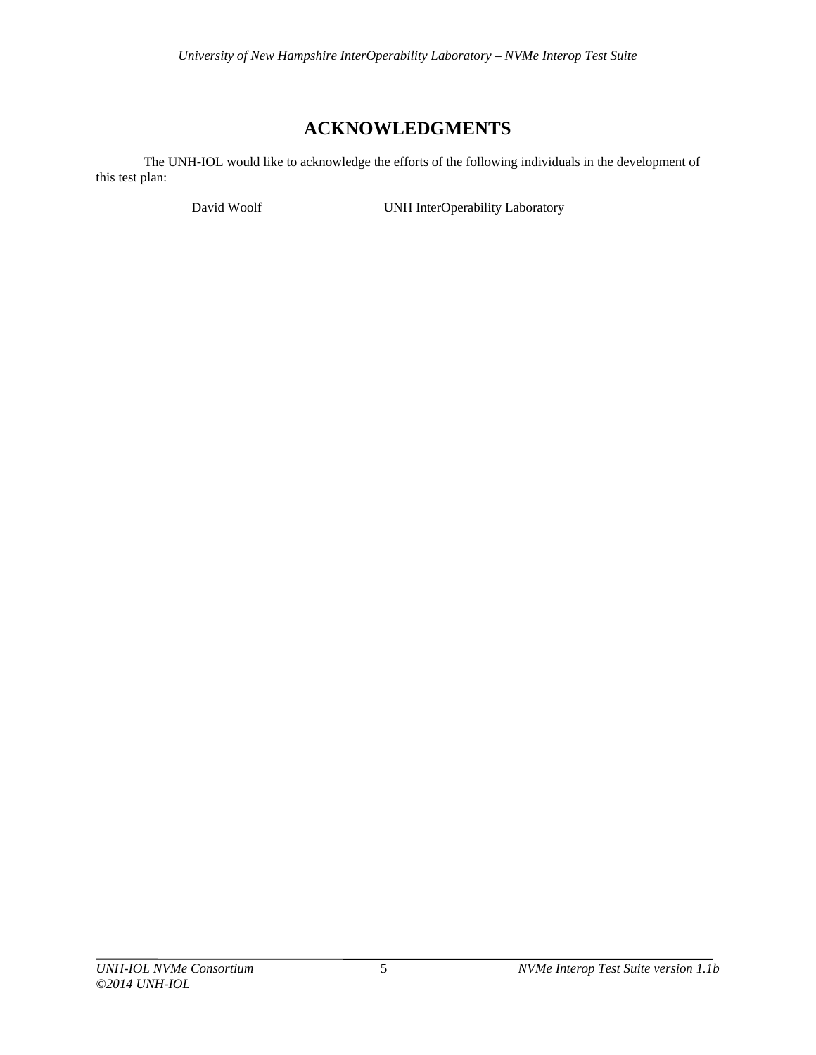# ACKNOWLEDGMENTS

The UNH-IOL would like to acknowledge the efforts of the following individuals in the development of this test plan:

| | |
|---|---|
| David Woolf | UNH InterOperability Laboratory |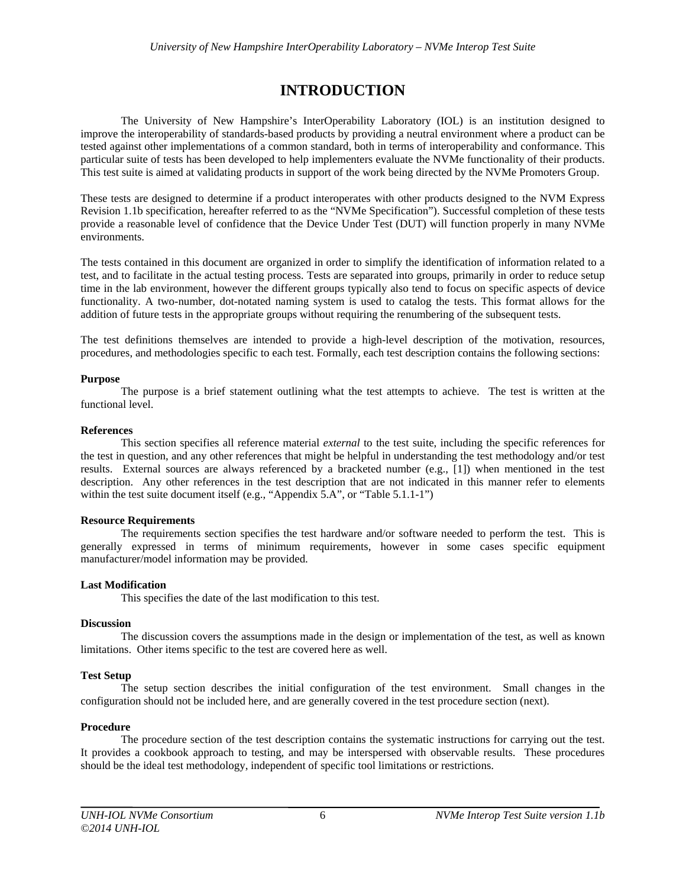# INTRODUCTION

The University of New Hampshire's InterOperability Laboratory (IOL) is an institution designed to improve the interoperability of standards-based products by providing a neutral environment where a product can be tested against other implementations of a common standard, both in terms of interoperability and conformance. This particular suite of tests has been developed to help implementers evaluate the NVMe functionality of their products. This test suite is aimed at validating products in support of the work being directed by the NVMe Promoters Group.

These tests are designed to determine if a product interoperates with other products designed to the NVM Express Revision 1.1b specification, hereafter referred to as the "NVMe Specification"). Successful completion of these tests provide a reasonable level of confidence that the Device Under Test (DUT) will function properly in many NVMe environments.

The tests contained in this document are organized in order to simplify the identification of information related to a test, and to facilitate in the actual testing process. Tests are separated into groups, primarily in order to reduce setup time in the lab environment, however the different groups typically also tend to focus on specific aspects of device functionality. A two-number, dot-notated naming system is used to catalog the tests. This format allows for the addition of future tests in the appropriate groups without requiring the renumbering of the subsequent tests.

The test definitions themselves are intended to provide a high-level description of the motivation, resources, procedures, and methodologies specific to each test. Formally, each test description contains the following sections:

**Purpose**

The purpose is a brief statement outlining what the test attempts to achieve. The test is written at the functional level.

**References**

This section specifies all reference material *external* to the test suite, including the specific references for the test in question, and any other references that might be helpful in understanding the test methodology and/or test results. External sources are always referenced by a bracketed number (e.g., [1]) when mentioned in the test description. Any other references in the test description that are not indicated in this manner refer to elements within the test suite document itself (e.g., "Appendix 5.A", or "Table 5.1.1-1")

**Resource Requirements**

The requirements section specifies the test hardware and/or software needed to perform the test. This is generally expressed in terms of minimum requirements, however in some cases specific equipment manufacturer/model information may be provided.

**Last Modification**

This specifies the date of the last modification to this test.

**Discussion**

The discussion covers the assumptions made in the design or implementation of the test, as well as known limitations. Other items specific to the test are covered here as well.

**Test Setup**

The setup section describes the initial configuration of the test environment. Small changes in the configuration should not be included here, and are generally covered in the test procedure section (next).

**Procedure**

The procedure section of the test description contains the systematic instructions for carrying out the test. It provides a cookbook approach to testing, and may be interspersed with observable results. These procedures should be the ideal test methodology, independent of specific tool limitations or restrictions.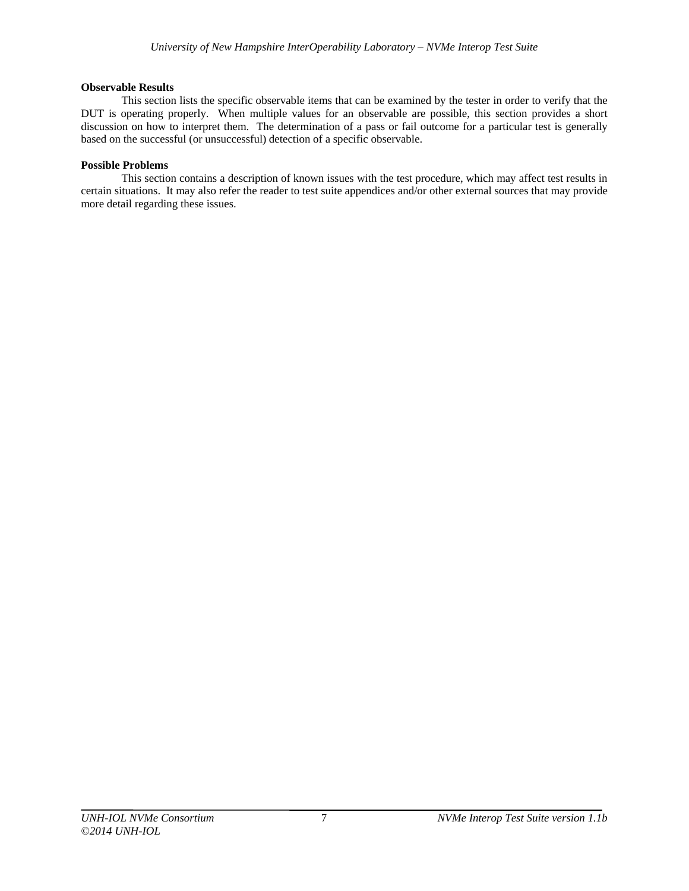**Observable Results**

This section lists the specific observable items that can be examined by the tester in order to verify that the DUT is operating properly. When multiple values for an observable are possible, this section provides a short discussion on how to interpret them. The determination of a pass or fail outcome for a particular test is generally based on the successful (or unsuccessful) detection of a specific observable.

**Possible Problems**

This section contains a description of known issues with the test procedure, which may affect test results in certain situations. It may also refer the reader to test suite appendices and/or other external sources that may provide more detail regarding these issues.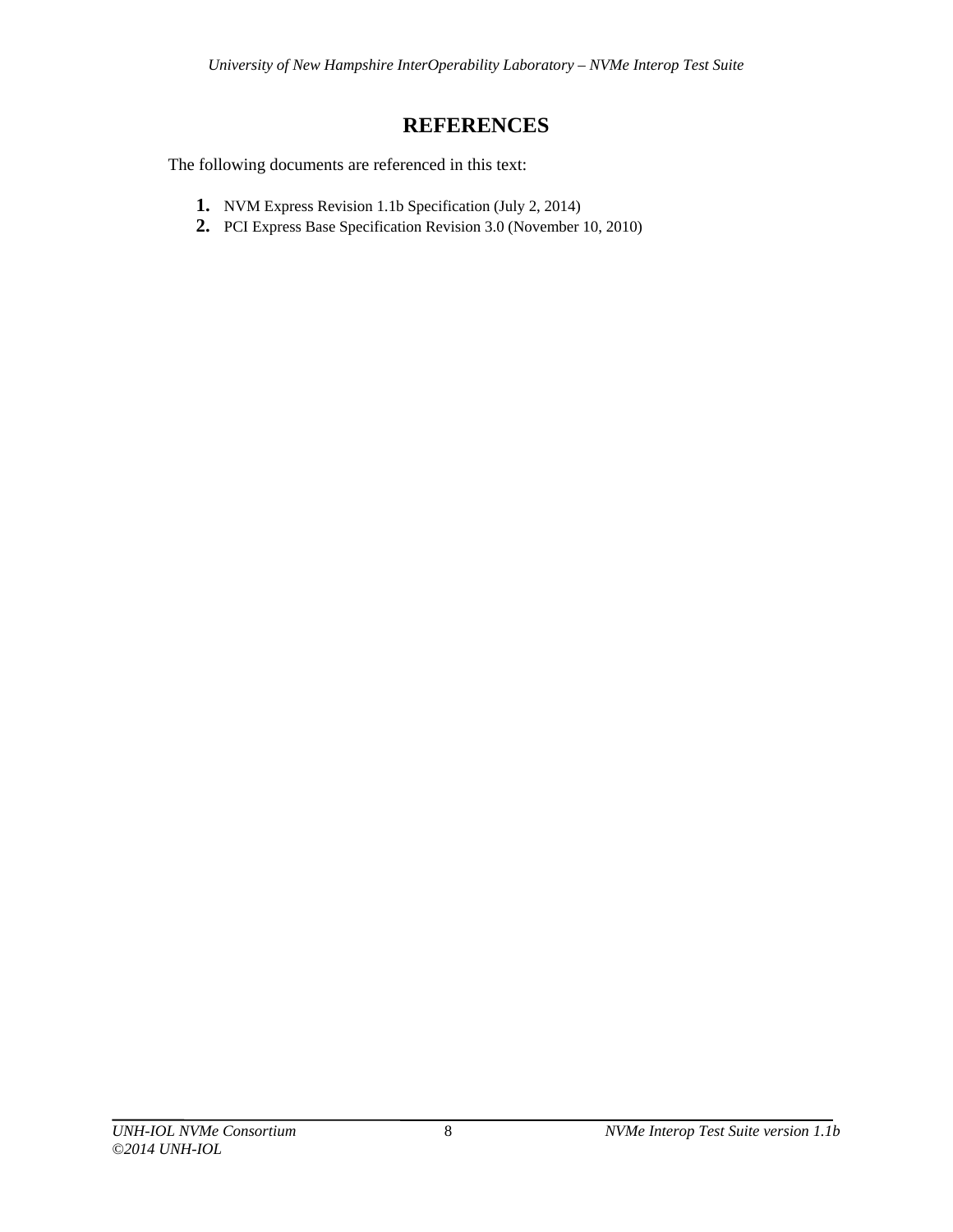# REFERENCES

The following documents are referenced in this text:

1. NVM Express Revision 1.1b Specification (July 2, 2014)
2. PCI Express Base Specification Revision 3.0 (November 10, 2010)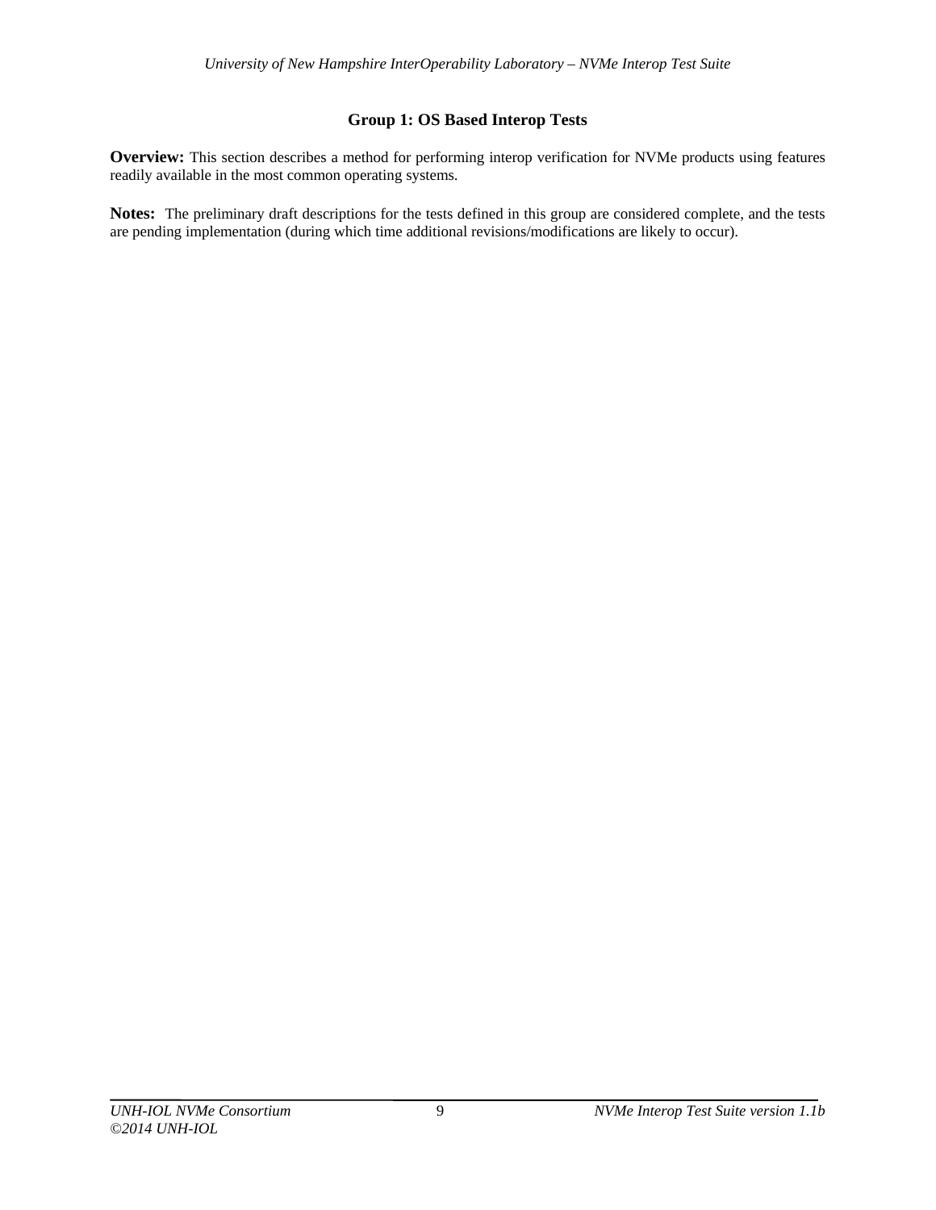## Group 1: OS Based Interop Tests

**Overview:** This section describes a method for performing interop verification for NVMe products using features readily available in the most common operating systems.

**Notes:** The preliminary draft descriptions for the tests defined in this group are considered complete, and the tests are pending implementation (during which time additional revisions/modifications are likely to occur).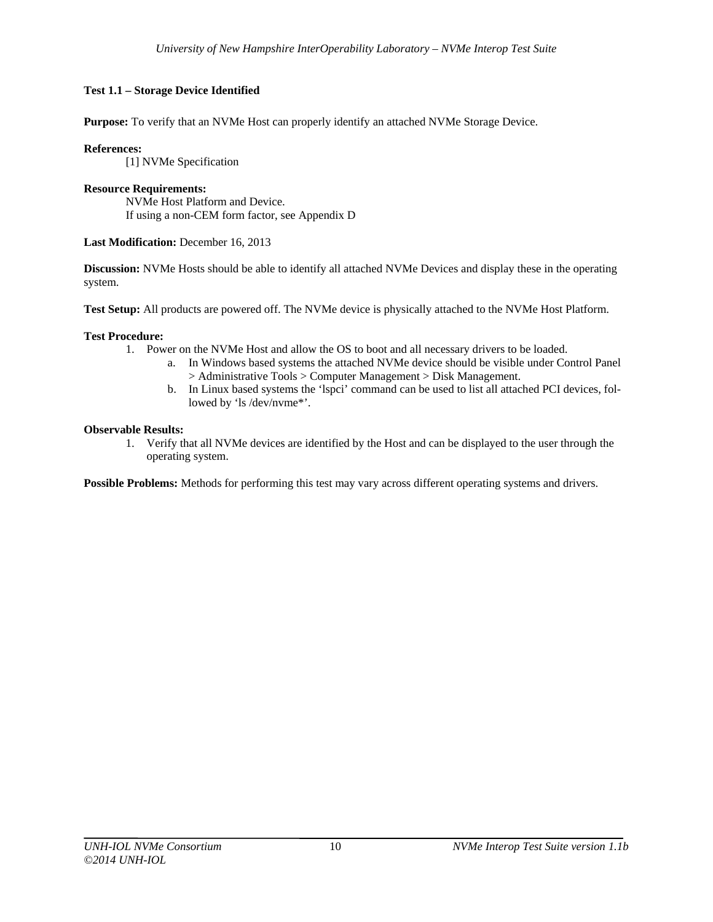### Test 1.1 – Storage Device Identified

**Purpose:** To verify that an NVMe Host can properly identify an attached NVMe Storage Device.

**References:**

[1] NVMe Specification

**Resource Requirements:**

NVMe Host Platform and Device.
If using a non-CEM form factor, see Appendix D

**Last Modification:** December 16, 2013

**Discussion:** NVMe Hosts should be able to identify all attached NVMe Devices and display these in the operating system.

**Test Setup:** All products are powered off. The NVMe device is physically attached to the NVMe Host Platform.

**Test Procedure:**

1. Power on the NVMe Host and allow the OS to boot and all necessary drivers to be loaded.
   a. In Windows based systems the attached NVMe device should be visible under Control Panel > Administrative Tools > Computer Management > Disk Management.
   b. In Linux based systems the 'lspci' command can be used to list all attached PCI devices, followed by 'ls /dev/nvme*'.

**Observable Results:**

1. Verify that all NVMe devices are identified by the Host and can be displayed to the user through the operating system.

**Possible Problems:** Methods for performing this test may vary across different operating systems and drivers.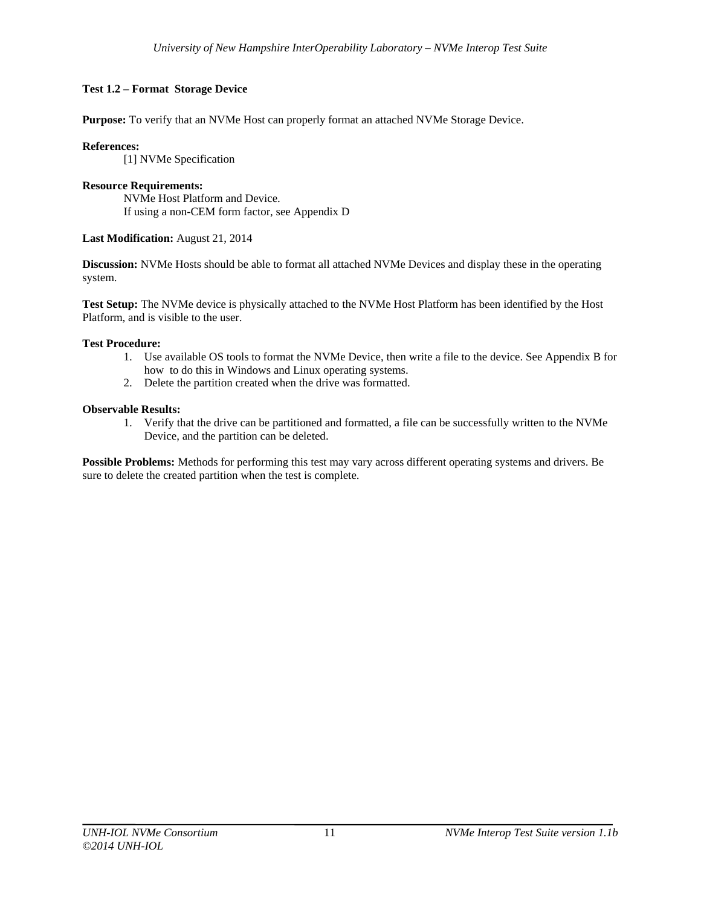**Test 1.2 – Format Storage Device**

**Purpose:** To verify that an NVMe Host can properly format an attached NVMe Storage Device.

**References:**

[1] NVMe Specification

**Resource Requirements:**

NVMe Host Platform and Device.
If using a non-CEM form factor, see Appendix D

**Last Modification:** August 21, 2014

**Discussion:** NVMe Hosts should be able to format all attached NVMe Devices and display these in the operating system.

**Test Setup:** The NVMe device is physically attached to the NVMe Host Platform has been identified by the Host Platform, and is visible to the user.

**Test Procedure:**

1. Use available OS tools to format the NVMe Device, then write a file to the device. See Appendix B for how to do this in Windows and Linux operating systems.
2. Delete the partition created when the drive was formatted.

**Observable Results:**

1. Verify that the drive can be partitioned and formatted, a file can be successfully written to the NVMe Device, and the partition can be deleted.

**Possible Problems:** Methods for performing this test may vary across different operating systems and drivers. Be sure to delete the created partition when the test is complete.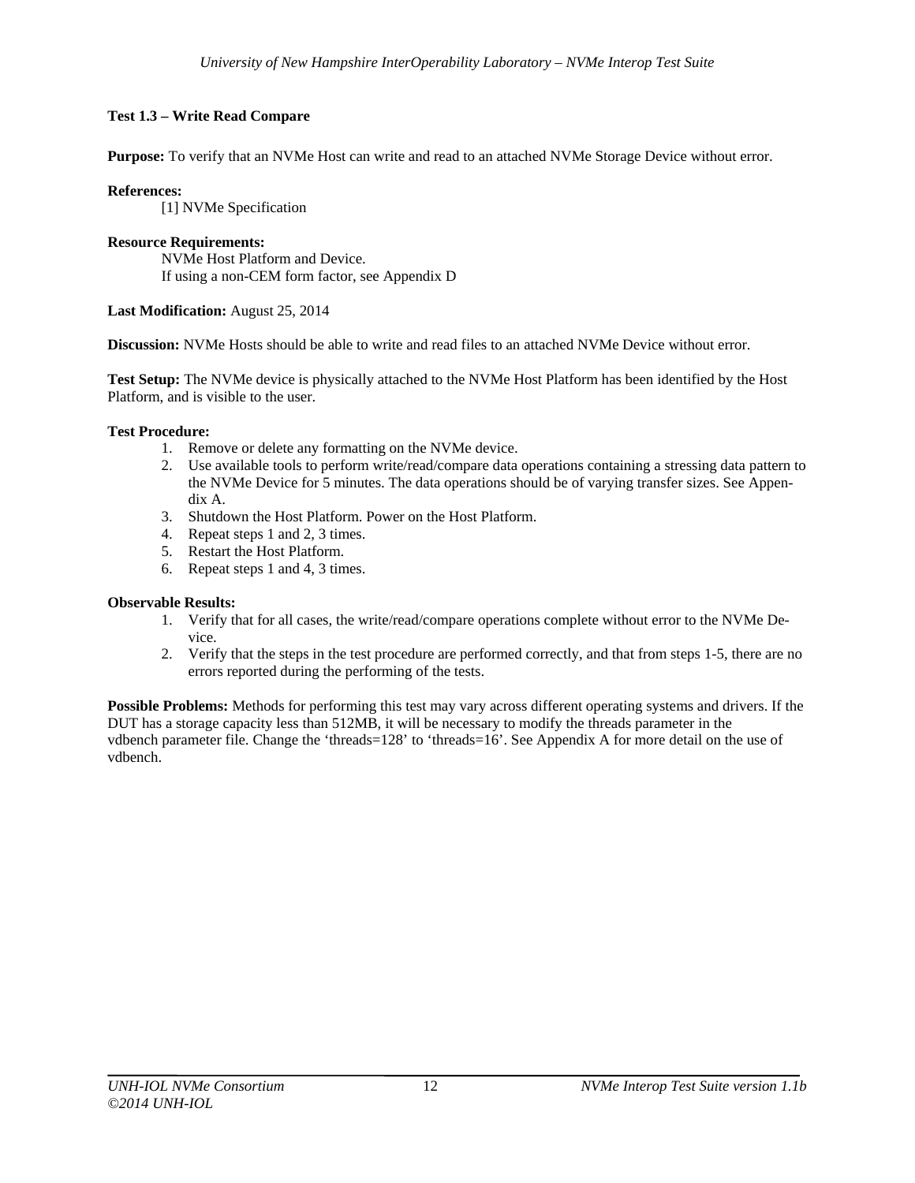### Test 1.3 – Write Read Compare

**Purpose:** To verify that an NVMe Host can write and read to an attached NVMe Storage Device without error.

**References:**

[1] NVMe Specification

**Resource Requirements:**

NVMe Host Platform and Device.
If using a non-CEM form factor, see Appendix D

**Last Modification:** August 25, 2014

**Discussion:** NVMe Hosts should be able to write and read files to an attached NVMe Device without error.

**Test Setup:** The NVMe device is physically attached to the NVMe Host Platform has been identified by the Host Platform, and is visible to the user.

**Test Procedure:**

1. Remove or delete any formatting on the NVMe device.
2. Use available tools to perform write/read/compare data operations containing a stressing data pattern to the NVMe Device for 5 minutes. The data operations should be of varying transfer sizes. See Appendix A.
3. Shutdown the Host Platform. Power on the Host Platform.
4. Repeat steps 1 and 2, 3 times.
5. Restart the Host Platform.
6. Repeat steps 1 and 4, 3 times.

**Observable Results:**

1. Verify that for all cases, the write/read/compare operations complete without error to the NVMe Device.
2. Verify that the steps in the test procedure are performed correctly, and that from steps 1-5, there are no errors reported during the performing of the tests.

**Possible Problems:** Methods for performing this test may vary across different operating systems and drivers. If the DUT has a storage capacity less than 512MB, it will be necessary to modify the threads parameter in the vdbench parameter file. Change the 'threads=128' to 'threads=16'. See Appendix A for more detail on the use of vdbench.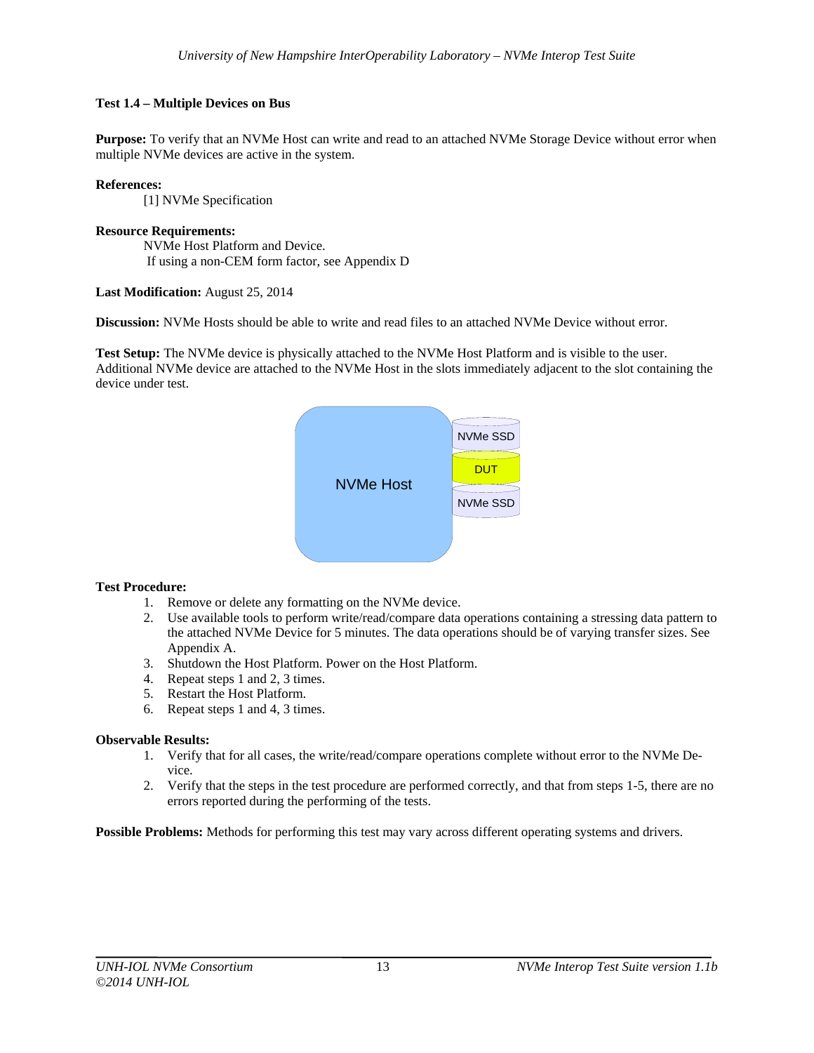**Test 1.4 – Multiple Devices on Bus**

**Purpose:** To verify that an NVMe Host can write and read to an attached NVMe Storage Device without error when multiple NVMe devices are active in the system.

**References:**

[1] NVMe Specification

**Resource Requirements:**

NVMe Host Platform and Device.
If using a non-CEM form factor, see Appendix D

**Last Modification:** August 25, 2014

**Discussion:** NVMe Hosts should be able to write and read files to an attached NVMe Device without error.

**Test Setup:** The NVMe device is physically attached to the NVMe Host Platform and is visible to the user. Additional NVMe device are attached to the NVMe Host in the slots immediately adjacent to the slot containing the device under test.

NVMe Host | NVMe SSD | DUT | NVMe SSD

**Test Procedure:**

1. Remove or delete any formatting on the NVMe device.
2. Use available tools to perform write/read/compare data operations containing a stressing data pattern to the attached NVMe Device for 5 minutes. The data operations should be of varying transfer sizes. See Appendix A.
3. Shutdown the Host Platform. Power on the Host Platform.
4. Repeat steps 1 and 2, 3 times.
5. Restart the Host Platform.
6. Repeat steps 1 and 4, 3 times.

**Observable Results:**

1. Verify that for all cases, the write/read/compare operations complete without error to the NVMe Device.
2. Verify that the steps in the test procedure are performed correctly, and that from steps 1-5, there are no errors reported during the performing of the tests.

**Possible Problems:** Methods for performing this test may vary across different operating systems and drivers.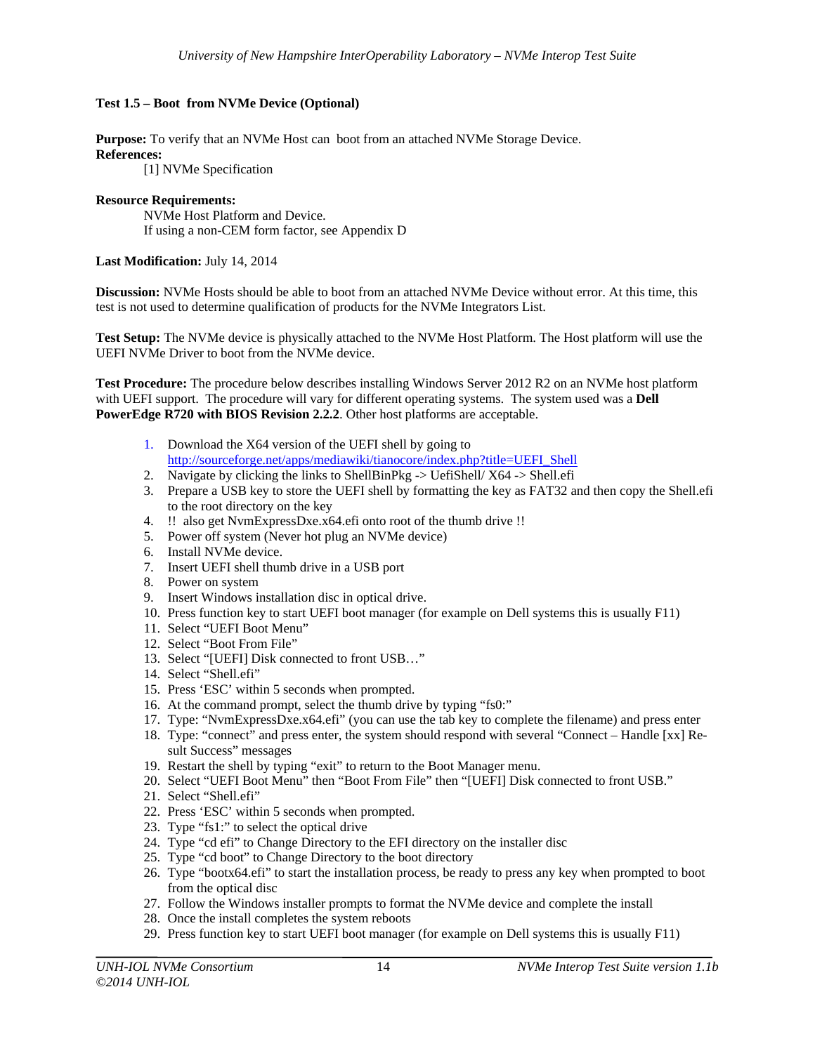### Test 1.5 – Boot from NVMe Device (Optional)

**Purpose:** To verify that an NVMe Host can boot from an attached NVMe Storage Device.

**References:**

[1] NVMe Specification

**Resource Requirements:**

NVMe Host Platform and Device.
If using a non-CEM form factor, see Appendix D

**Last Modification:** July 14, 2014

**Discussion:** NVMe Hosts should be able to boot from an attached NVMe Device without error. At this time, this test is not used to determine qualification of products for the NVMe Integrators List.

**Test Setup:** The NVMe device is physically attached to the NVMe Host Platform. The Host platform will use the UEFI NVMe Driver to boot from the NVMe device.

**Test Procedure:** The procedure below describes installing Windows Server 2012 R2 on an NVMe host platform with UEFI support. The procedure will vary for different operating systems. The system used was a **Dell PowerEdge R720 with BIOS Revision 2.2.2**. Other host platforms are acceptable.

1. Download the X64 version of the UEFI shell by going to http://sourceforge.net/apps/mediawiki/tianocore/index.php?title=UEFI_Shell
2. Navigate by clicking the links to ShellBinPkg -> UefiShell/ X64 -> Shell.efi
3. Prepare a USB key to store the UEFI shell by formatting the key as FAT32 and then copy the Shell.efi to the root directory on the key
4. !! also get NvmExpressDxe.x64.efi onto root of the thumb drive !!
5. Power off system (Never hot plug an NVMe device)
6. Install NVMe device.
7. Insert UEFI shell thumb drive in a USB port
8. Power on system
9. Insert Windows installation disc in optical drive.
10. Press function key to start UEFI boot manager (for example on Dell systems this is usually F11)
11. Select "UEFI Boot Menu"
12. Select "Boot From File"
13. Select "[UEFI] Disk connected to front USB…"
14. Select "Shell.efi"
15. Press 'ESC' within 5 seconds when prompted.
16. At the command prompt, select the thumb drive by typing "fs0:"
17. Type: "NvmExpressDxe.x64.efi" (you can use the tab key to complete the filename) and press enter
18. Type: "connect" and press enter, the system should respond with several "Connect – Handle [xx] Result Success" messages
19. Restart the shell by typing "exit" to return to the Boot Manager menu.
20. Select "UEFI Boot Menu" then "Boot From File" then "[UEFI] Disk connected to front USB."
21. Select "Shell.efi"
22. Press 'ESC' within 5 seconds when prompted.
23. Type "fs1:" to select the optical drive
24. Type "cd efi" to Change Directory to the EFI directory on the installer disc
25. Type "cd boot" to Change Directory to the boot directory
26. Type "bootx64.efi" to start the installation process, be ready to press any key when prompted to boot from the optical disc
27. Follow the Windows installer prompts to format the NVMe device and complete the install
28. Once the install completes the system reboots
29. Press function key to start UEFI boot manager (for example on Dell systems this is usually F11)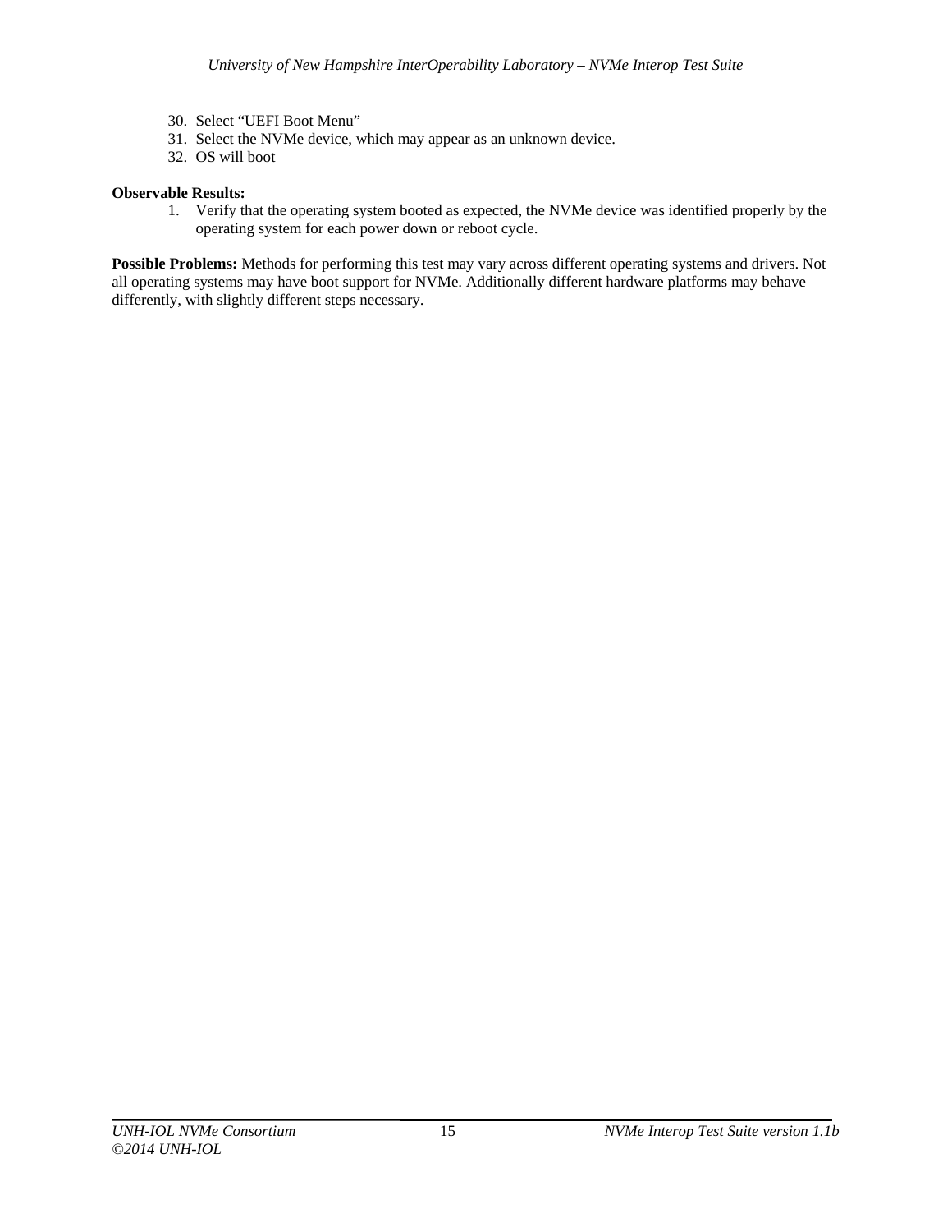30. Select “UEFI Boot Menu”
31. Select the NVMe device, which may appear as an unknown device.
32. OS will boot

**Observable Results:**

1. Verify that the operating system booted as expected, the NVMe device was identified properly by the operating system for each power down or reboot cycle.

**Possible Problems:** Methods for performing this test may vary across different operating systems and drivers. Not all operating systems may have boot support for NVMe. Additionally different hardware platforms may behave differently, with slightly different steps necessary.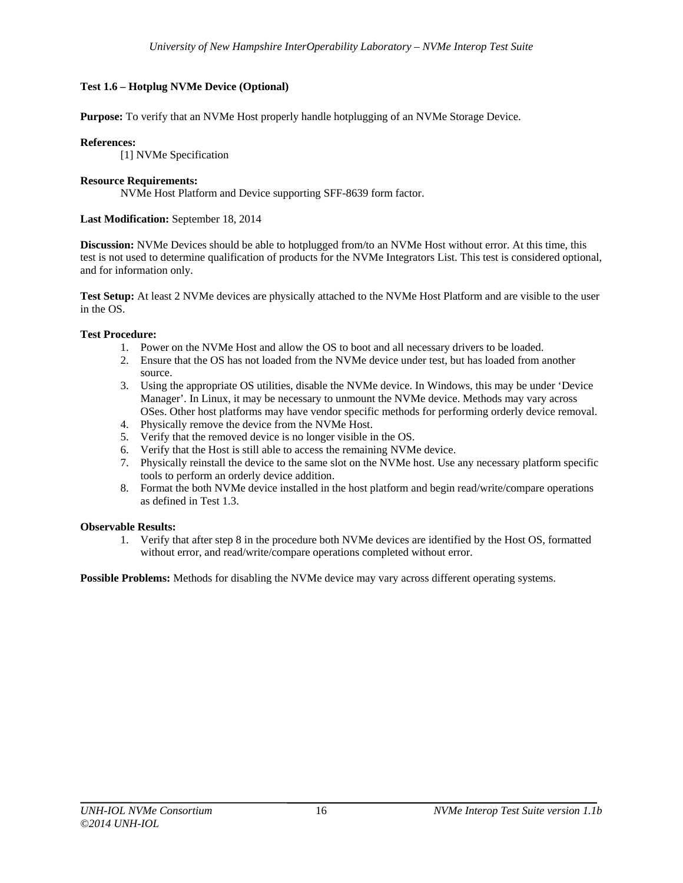### Test 1.6 – Hotplug NVMe Device (Optional)

**Purpose:** To verify that an NVMe Host properly handle hotplugging of an NVMe Storage Device.

**References:**

[1] NVMe Specification

**Resource Requirements:**

NVMe Host Platform and Device supporting SFF-8639 form factor.

**Last Modification:** September 18, 2014

**Discussion:** NVMe Devices should be able to hotplugged from/to an NVMe Host without error. At this time, this test is not used to determine qualification of products for the NVMe Integrators List. This test is considered optional, and for information only.

**Test Setup:** At least 2 NVMe devices are physically attached to the NVMe Host Platform and are visible to the user in the OS.

**Test Procedure:**

1. Power on the NVMe Host and allow the OS to boot and all necessary drivers to be loaded.
2. Ensure that the OS has not loaded from the NVMe device under test, but has loaded from another source.
3. Using the appropriate OS utilities, disable the NVMe device. In Windows, this may be under 'Device Manager'. In Linux, it may be necessary to unmount the NVMe device. Methods may vary across OSes. Other host platforms may have vendor specific methods for performing orderly device removal.
4. Physically remove the device from the NVMe Host.
5. Verify that the removed device is no longer visible in the OS.
6. Verify that the Host is still able to access the remaining NVMe device.
7. Physically reinstall the device to the same slot on the NVMe host. Use any necessary platform specific tools to perform an orderly device addition.
8. Format the both NVMe device installed in the host platform and begin read/write/compare operations as defined in Test 1.3.

**Observable Results:**

1. Verify that after step 8 in the procedure both NVMe devices are identified by the Host OS, formatted without error, and read/write/compare operations completed without error.

**Possible Problems:** Methods for disabling the NVMe device may vary across different operating systems.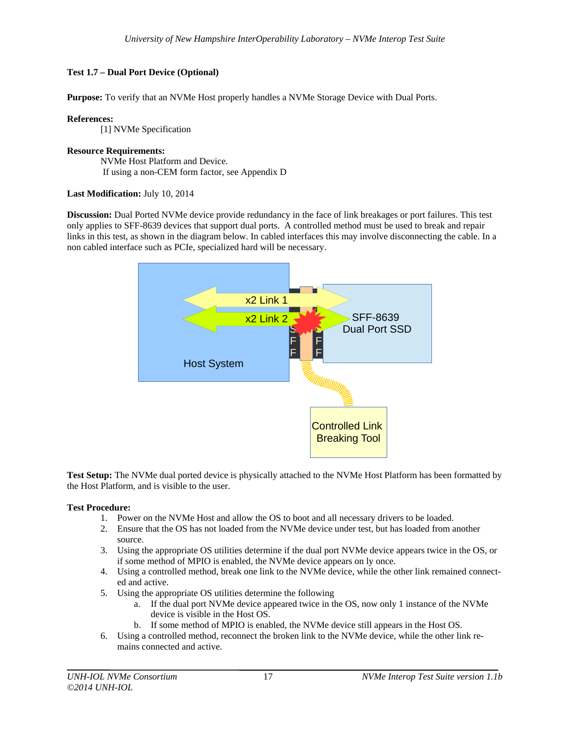### Test 1.7 – Dual Port Device (Optional)

**Purpose:** To verify that an NVMe Host properly handles a NVMe Storage Device with Dual Ports.

**References:**

[1] NVMe Specification

**Resource Requirements:**

NVMe Host Platform and Device.
If using a non-CEM form factor, see Appendix D

**Last Modification:** July 10, 2014

**Discussion:** Dual Ported NVMe device provide redundancy in the face of link breakages or port failures. This test only applies to SFF-8639 devices that support dual ports. A controlled method must be used to break and repair links in this test, as shown in the diagram below. In cabled interfaces this may involve disconnecting the cable. In a non cabled interface such as PCIe, specialized hard will be necessary.

**Test Setup:** The NVMe dual ported device is physically attached to the NVMe Host Platform has been formatted by the Host Platform, and is visible to the user.

**Test Procedure:**

1. Power on the NVMe Host and allow the OS to boot and all necessary drivers to be loaded.
2. Ensure that the OS has not loaded from the NVMe device under test, but has loaded from another source.
3. Using the appropriate OS utilities determine if the dual port NVMe device appears twice in the OS, or if some method of MPIO is enabled, the NVMe device appears on ly once.
4. Using a controlled method, break one link to the NVMe device, while the other link remained connected and active.
5. Using the appropriate OS utilities determine the following
   a. If the dual port NVMe device appeared twice in the OS, now only 1 instance of the NVMe device is visible in the Host OS.
   b. If some method of MPIO is enabled, the NVMe device still appears in the Host OS.
6. Using a controlled method, reconnect the broken link to the NVMe device, while the other link remains connected and active.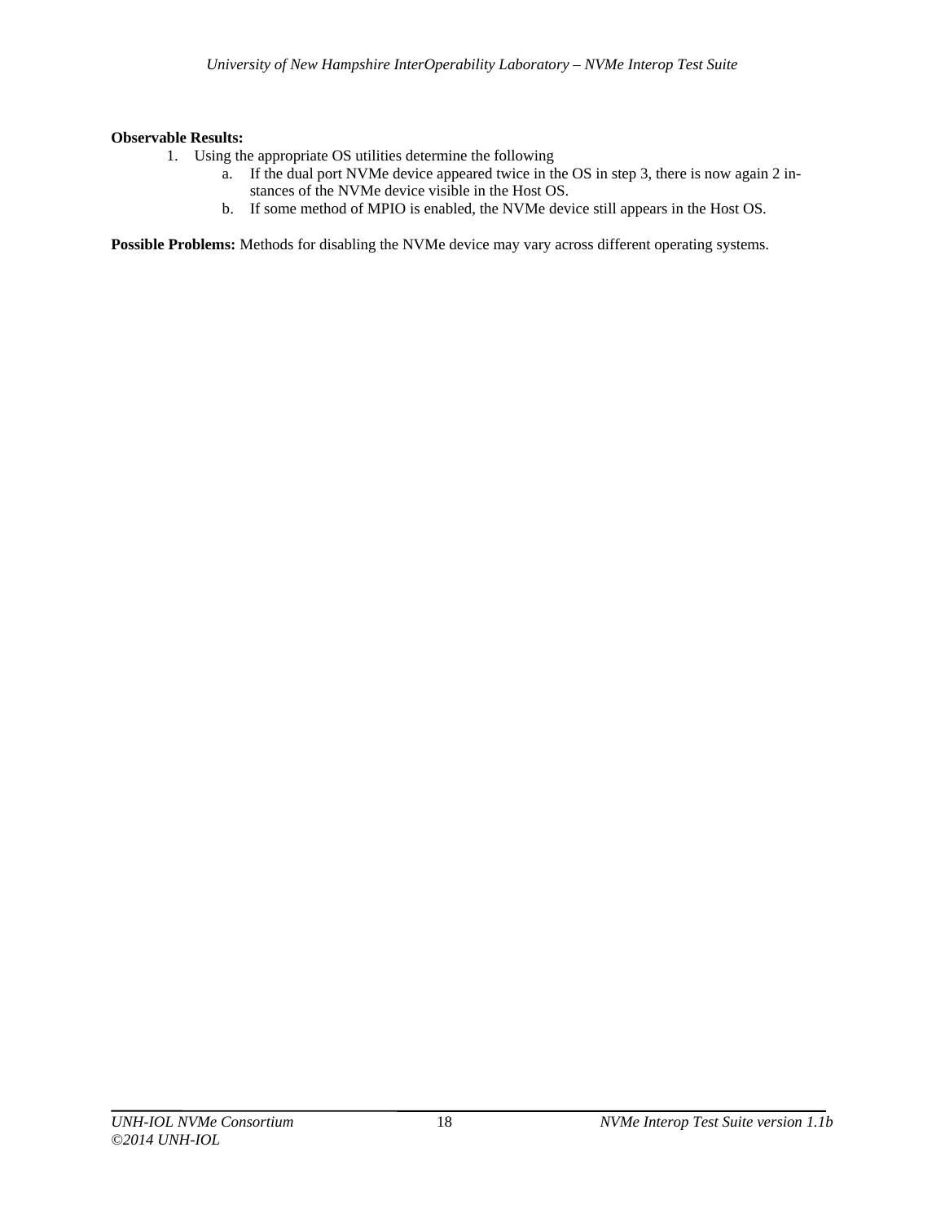**Observable Results:**

1. Using the appropriate OS utilities determine the following
   a. If the dual port NVMe device appeared twice in the OS in step 3, there is now again 2 instances of the NVMe device visible in the Host OS.
   b. If some method of MPIO is enabled, the NVMe device still appears in the Host OS.

**Possible Problems:** Methods for disabling the NVMe device may vary across different operating systems.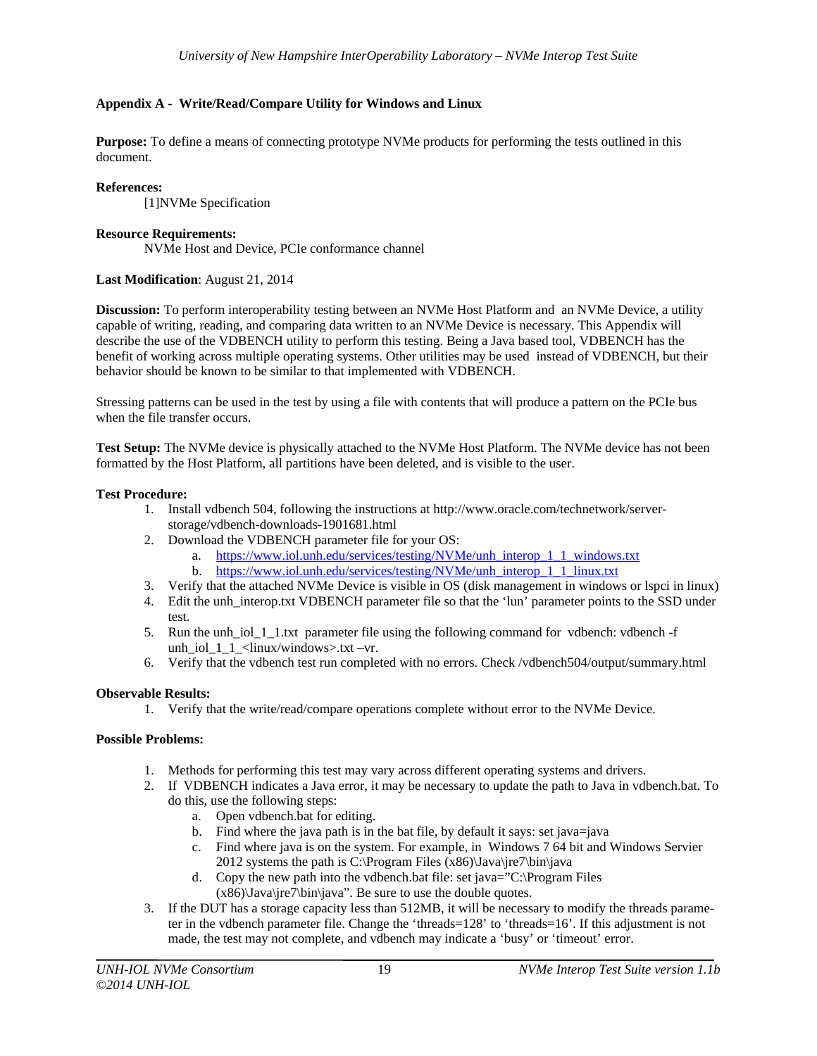## Appendix A - Write/Read/Compare Utility for Windows and Linux

**Purpose:** To define a means of connecting prototype NVMe products for performing the tests outlined in this document.

**References:**
[1]NVMe Specification

**Resource Requirements:**
NVMe Host and Device, PCIe conformance channel

**Last Modification**: August 21, 2014

**Discussion:** To perform interoperability testing between an NVMe Host Platform and an NVMe Device, a utility capable of writing, reading, and comparing data written to an NVMe Device is necessary. This Appendix will describe the use of the VDBENCH utility to perform this testing. Being a Java based tool, VDBENCH has the benefit of working across multiple operating systems. Other utilities may be used instead of VDBENCH, but their behavior should be known to be similar to that implemented with VDBENCH.

Stressing patterns can be used in the test by using a file with contents that will produce a pattern on the PCIe bus when the file transfer occurs.

**Test Setup:** The NVMe device is physically attached to the NVMe Host Platform. The NVMe device has not been formatted by the Host Platform, all partitions have been deleted, and is visible to the user.

**Test Procedure:**

1. Install vdbench 504, following the instructions at http://www.oracle.com/technetwork/server-storage/vdbench-downloads-1901681.html
2. Download the VDBENCH parameter file for your OS:
   a. https://www.iol.unh.edu/services/testing/NVMe/unh_interop_1_1_windows.txt
   b. https://www.iol.unh.edu/services/testing/NVMe/unh_interop_1_1_linux.txt
3. Verify that the attached NVMe Device is visible in OS (disk management in windows or lspci in linux)
4. Edit the unh_interop.txt VDBENCH parameter file so that the 'lun' parameter points to the SSD under test.
5. Run the unh_iol_1_1.txt parameter file using the following command for vdbench: vdbench -f unh_iol_1_1_<linux/windows>.txt –vr.
6. Verify that the vdbench test run completed with no errors. Check /vdbench504/output/summary.html

**Observable Results:**

1. Verify that the write/read/compare operations complete without error to the NVMe Device.

**Possible Problems:**

1. Methods for performing this test may vary across different operating systems and drivers.
2. If VDBENCH indicates a Java error, it may be necessary to update the path to Java in vdbench.bat. To do this, use the following steps:
   a. Open vdbench.bat for editing.
   b. Find where the java path is in the bat file, by default it says: set java=java
   c. Find where java is on the system. For example, in Windows 7 64 bit and Windows Servier 2012 systems the path is C:\Program Files (x86)\Java\jre7\bin\java
   d. Copy the new path into the vdbench.bat file: set java="C:\Program Files (x86)\Java\jre7\bin\java". Be sure to use the double quotes.
3. If the DUT has a storage capacity less than 512MB, it will be necessary to modify the threads parameter in the vdbench parameter file. Change the 'threads=128' to 'threads=16'. If this adjustment is not made, the test may not complete, and vdbench may indicate a 'busy' or 'timeout' error.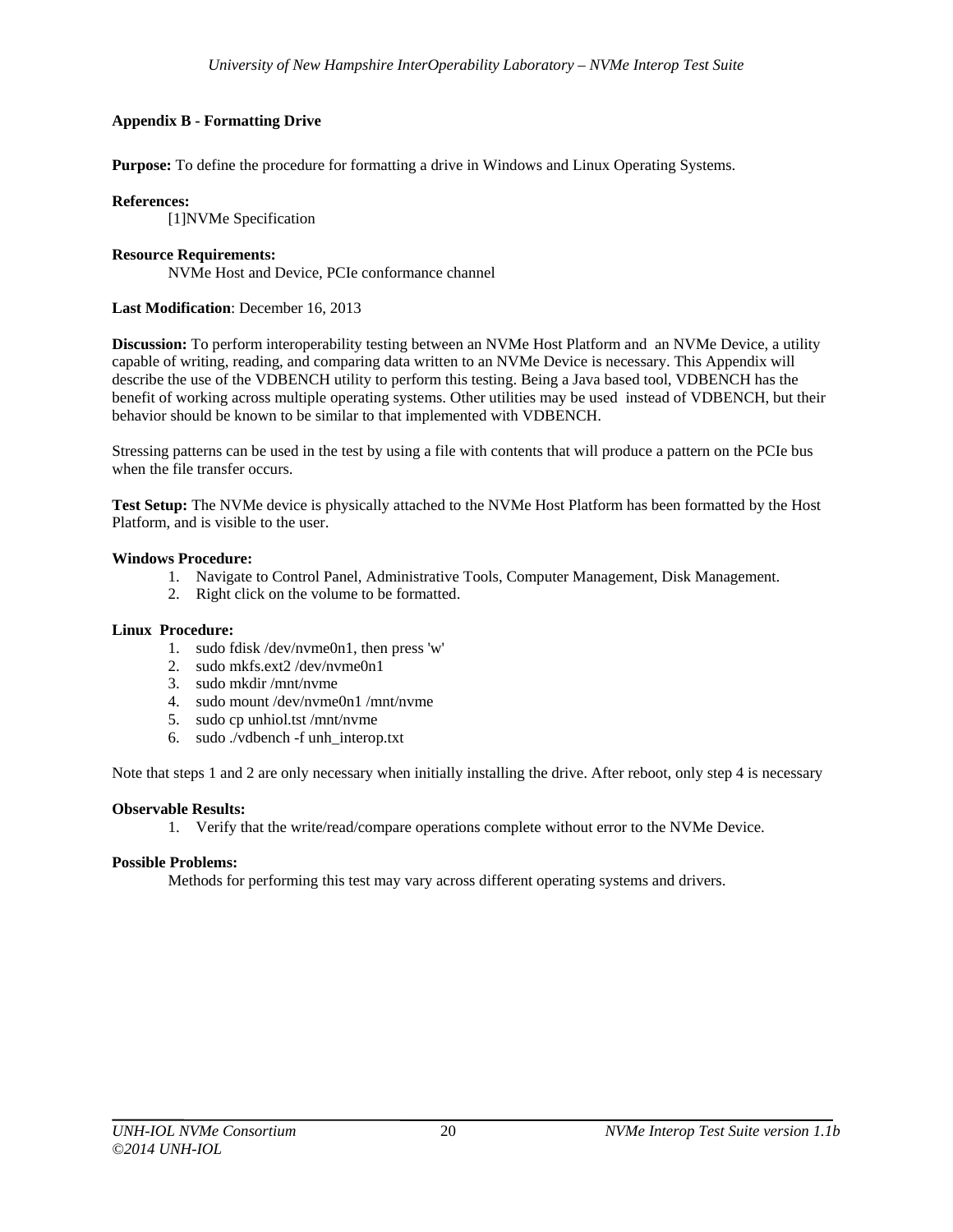## Appendix B - Formatting Drive

**Purpose:** To define the procedure for formatting a drive in Windows and Linux Operating Systems.

**References:**

[1]NVMe Specification

**Resource Requirements:**

NVMe Host and Device, PCIe conformance channel

**Last Modification**: December 16, 2013

**Discussion:** To perform interoperability testing between an NVMe Host Platform and an NVMe Device, a utility capable of writing, reading, and comparing data written to an NVMe Device is necessary. This Appendix will describe the use of the VDBENCH utility to perform this testing. Being a Java based tool, VDBENCH has the benefit of working across multiple operating systems. Other utilities may be used instead of VDBENCH, but their behavior should be known to be similar to that implemented with VDBENCH.

Stressing patterns can be used in the test by using a file with contents that will produce a pattern on the PCIe bus when the file transfer occurs.

**Test Setup:** The NVMe device is physically attached to the NVMe Host Platform has been formatted by the Host Platform, and is visible to the user.

**Windows Procedure:**

1. Navigate to Control Panel, Administrative Tools, Computer Management, Disk Management.
2. Right click on the volume to be formatted.

**Linux Procedure:**

1. sudo fdisk /dev/nvme0n1, then press 'w'
2. sudo mkfs.ext2 /dev/nvme0n1
3. sudo mkdir /mnt/nvme
4. sudo mount /dev/nvme0n1 /mnt/nvme
5. sudo cp unhiol.tst /mnt/nvme
6. sudo ./vdbench -f unh_interop.txt

Note that steps 1 and 2 are only necessary when initially installing the drive. After reboot, only step 4 is necessary

**Observable Results:**

1. Verify that the write/read/compare operations complete without error to the NVMe Device.

**Possible Problems:**

Methods for performing this test may vary across different operating systems and drivers.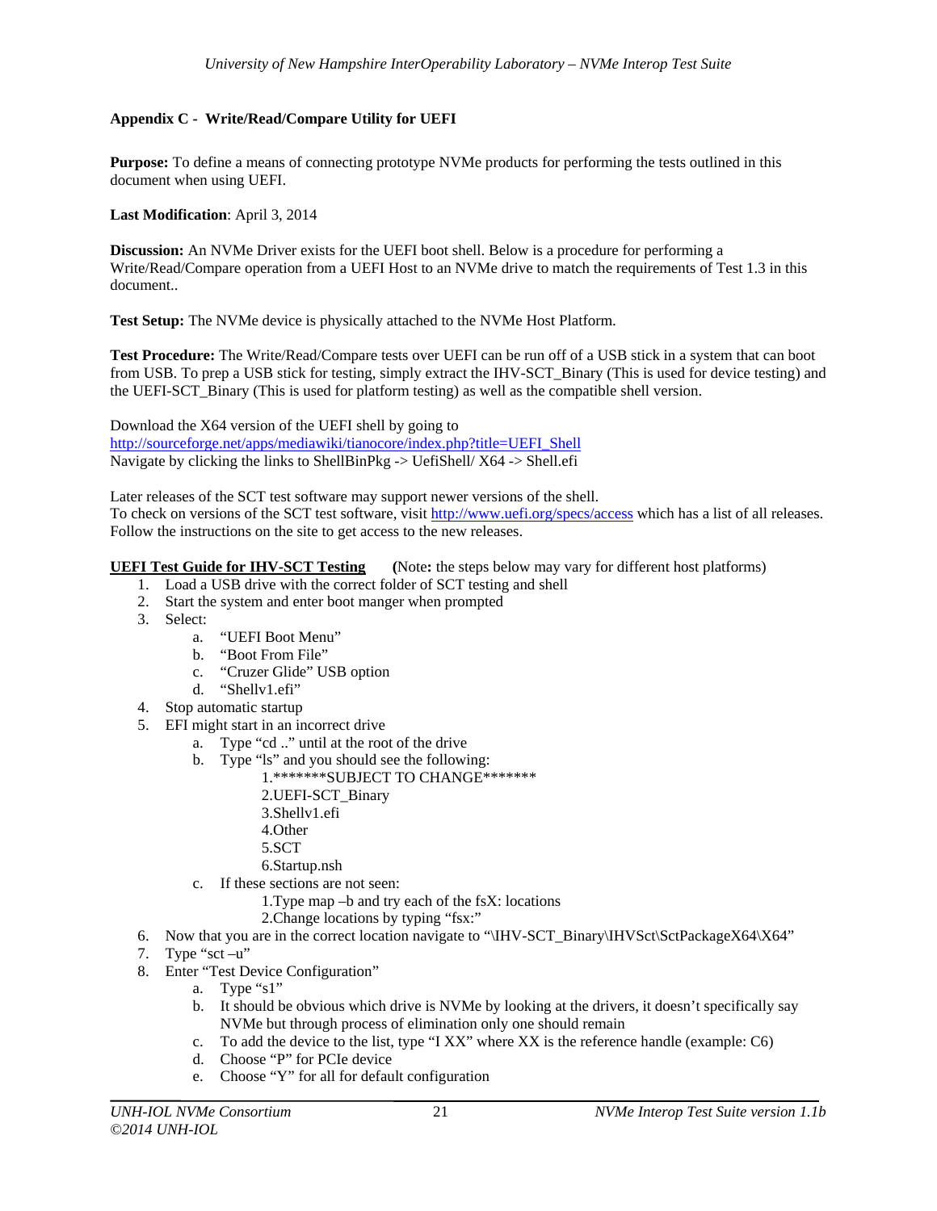**Appendix C - Write/Read/Compare Utility for UEFI**

**Purpose:** To define a means of connecting prototype NVMe products for performing the tests outlined in this document when using UEFI.

**Last Modification**: April 3, 2014

**Discussion:** An NVMe Driver exists for the UEFI boot shell. Below is a procedure for performing a Write/Read/Compare operation from a UEFI Host to an NVMe drive to match the requirements of Test 1.3 in this document..

**Test Setup:** The NVMe device is physically attached to the NVMe Host Platform.

**Test Procedure:** The Write/Read/Compare tests over UEFI can be run off of a USB stick in a system that can boot from USB. To prep a USB stick for testing, simply extract the IHV-SCT_Binary (This is used for device testing) and the UEFI-SCT_Binary (This is used for platform testing) as well as the compatible shell version.

Download the X64 version of the UEFI shell by going to
http://sourceforge.net/apps/mediawiki/tianocore/index.php?title=UEFI_Shell
Navigate by clicking the links to ShellBinPkg -> UefiShell/ X64 -> Shell.efi

Later releases of the SCT test software may support newer versions of the shell.
To check on versions of the SCT test software, visit http://www.uefi.org/specs/access which has a list of all releases. Follow the instructions on the site to get access to the new releases.

**UEFI Test Guide for IHV-SCT Testing** (Note**:** the steps below may vary for different host platforms)

1. Load a USB drive with the correct folder of SCT testing and shell
2. Start the system and enter boot manger when prompted
3. Select:
   a. "UEFI Boot Menu"
   b. "Boot From File"
   c. "Cruzer Glide" USB option
   d. "Shellv1.efi"
4. Stop automatic startup
5. EFI might start in an incorrect drive
   a. Type "cd .." until at the root of the drive
   b. Type "ls" and you should see the following:
      1.*******SUBJECT TO CHANGE*******
      2.UEFI-SCT_Binary
      3.Shellv1.efi
      4.Other
      5.SCT
      6.Startup.nsh
   c. If these sections are not seen:
      1.Type map –b and try each of the fsX: locations
      2.Change locations by typing "fsx:"
6. Now that you are in the correct location navigate to "\IHV-SCT_Binary\IHVSct\SctPackageX64\X64"
7. Type "sct –u"
8. Enter "Test Device Configuration"
   a. Type "s1"
   b. It should be obvious which drive is NVMe by looking at the drivers, it doesn't specifically say NVMe but through process of elimination only one should remain
   c. To add the device to the list, type "I XX" where XX is the reference handle (example: C6)
   d. Choose "P" for PCIe device
   e. Choose "Y" for all for default configuration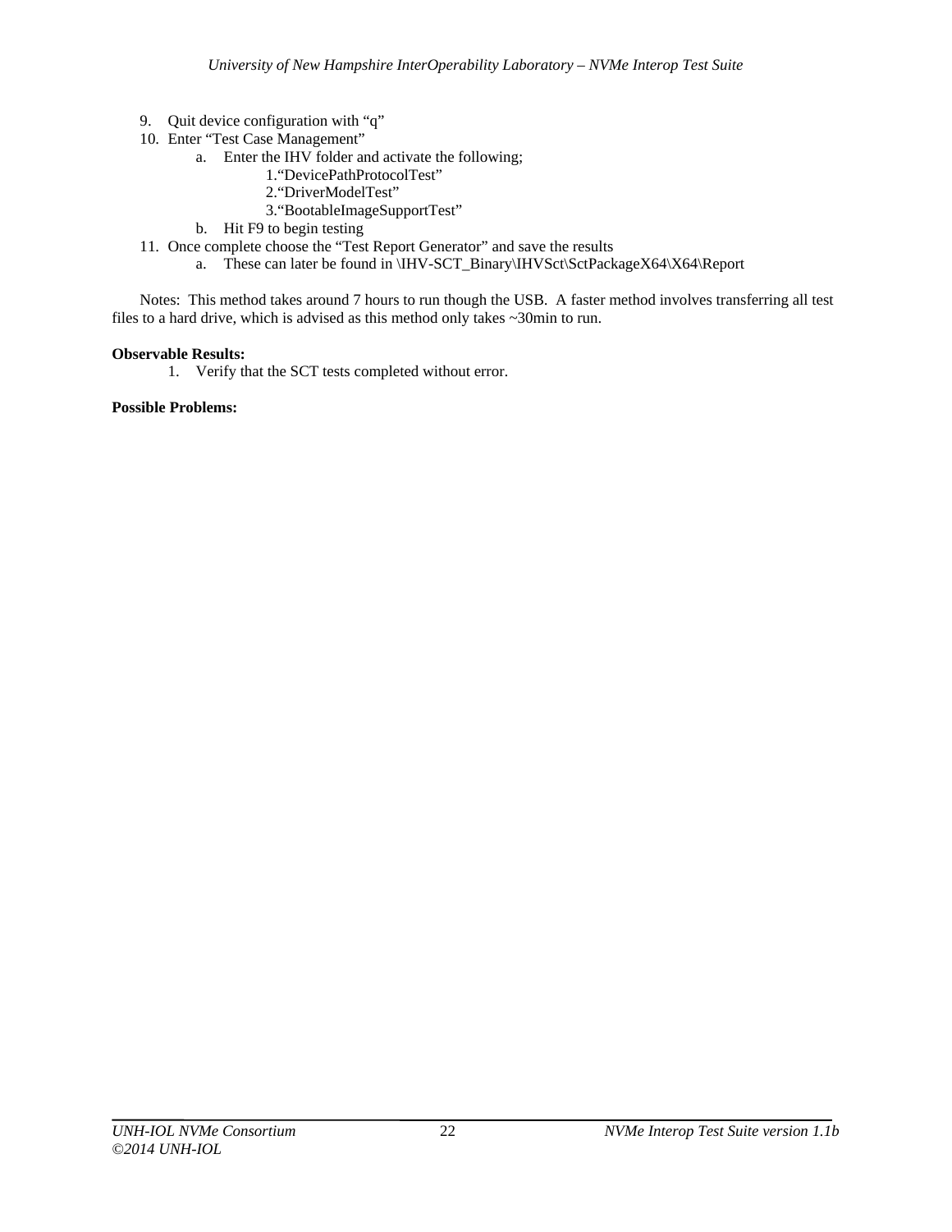9. Quit device configuration with "q"
10. Enter "Test Case Management"
    a. Enter the IHV folder and activate the following;
        1. "DevicePathProtocolTest"
        2. "DriverModelTest"
        3. "BootableImageSupportTest"
    b. Hit F9 to begin testing
11. Once complete choose the "Test Report Generator" and save the results
    a. These can later be found in \IHV-SCT_Binary\IHVSct\SctPackageX64\X64\Report

Notes: This method takes around 7 hours to run though the USB. A faster method involves transferring all test files to a hard drive, which is advised as this method only takes ~30min to run.

**Observable Results:**

1. Verify that the SCT tests completed without error.

**Possible Problems:**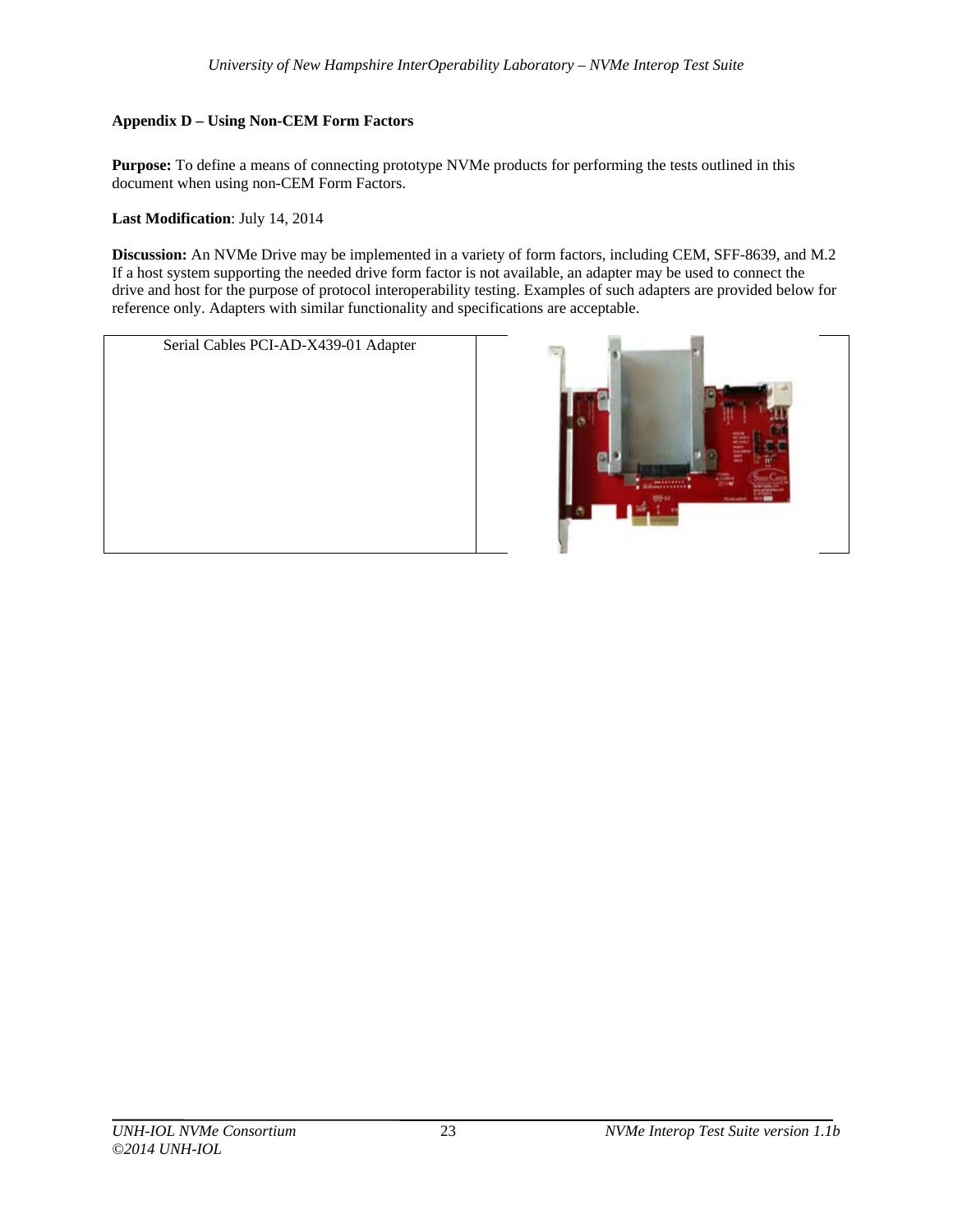**Appendix D – Using Non-CEM Form Factors**

**Purpose:** To define a means of connecting prototype NVMe products for performing the tests outlined in this document when using non-CEM Form Factors.

**Last Modification**: July 14, 2014

**Discussion:** An NVMe Drive may be implemented in a variety of form factors, including CEM, SFF-8639, and M.2 If a host system supporting the needed drive form factor is not available, an adapter may be used to connect the drive and host for the purpose of protocol interoperability testing. Examples of such adapters are provided below for reference only. Adapters with similar functionality and specifications are acceptable.

| | |
|---|---|
| Serial Cables PCI-AD-X439-01 Adapter | |